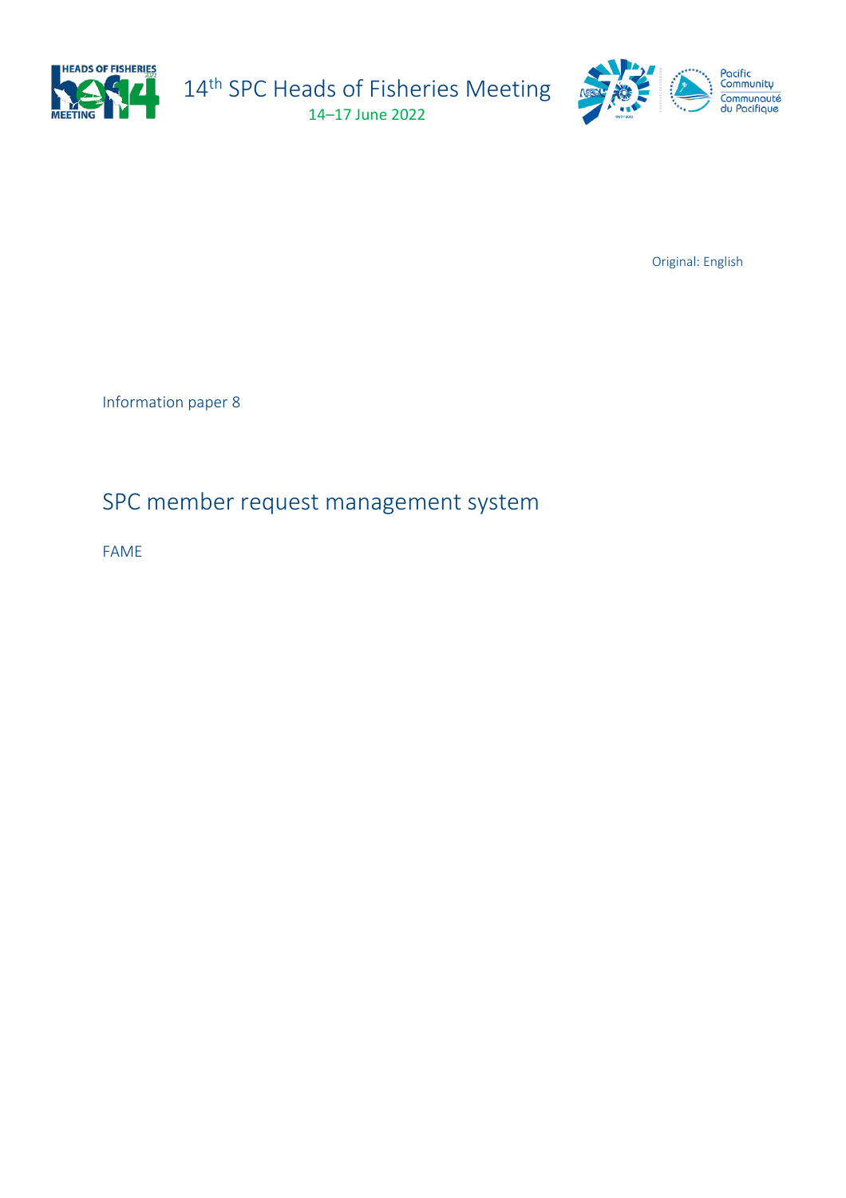14th SPC Heads of Fisheries Meeting

14–17 June 2022

Original: English

Information paper 8

# SPC member request management system

FAME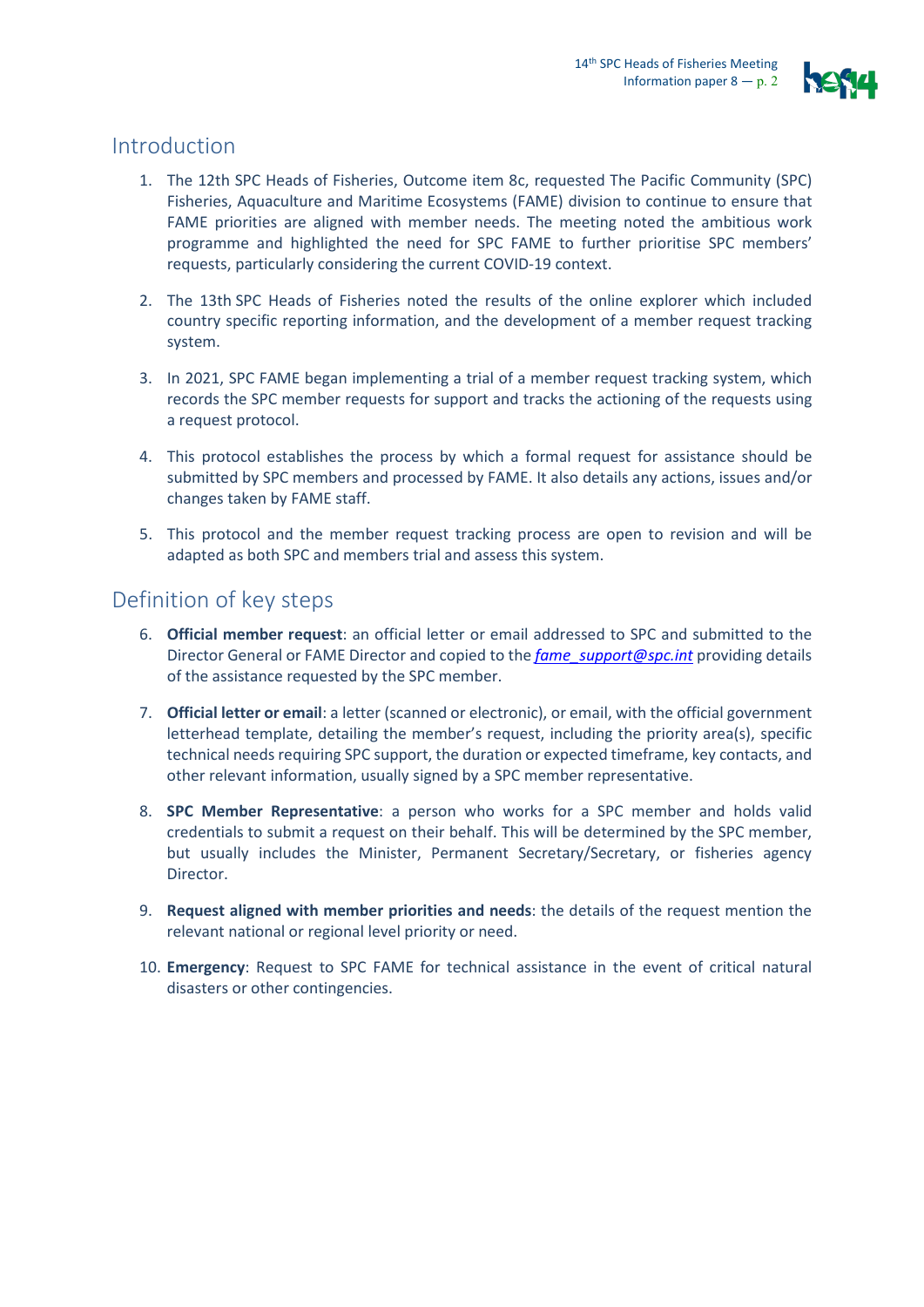## Introduction

1. The 12th SPC Heads of Fisheries, Outcome item 8c, requested The Pacific Community (SPC) Fisheries, Aquaculture and Maritime Ecosystems (FAME) division to continue to ensure that FAME priorities are aligned with member needs. The meeting noted the ambitious work programme and highlighted the need for SPC FAME to further prioritise SPC members' requests, particularly considering the current COVID-19 context.

2. The 13th SPC Heads of Fisheries noted the results of the online explorer which included country specific reporting information, and the development of a member request tracking system.

3. In 2021, SPC FAME began implementing a trial of a member request tracking system, which records the SPC member requests for support and tracks the actioning of the requests using a request protocol.

4. This protocol establishes the process by which a formal request for assistance should be submitted by SPC members and processed by FAME. It also details any actions, issues and/or changes taken by FAME staff.

5. This protocol and the member request tracking process are open to revision and will be adapted as both SPC and members trial and assess this system.

## Definition of key steps

6. **Official member request**: an official letter or email addressed to SPC and submitted to the Director General or FAME Director and copied to the *fame_support@spc.int* providing details of the assistance requested by the SPC member.

7. **Official letter or email**: a letter (scanned or electronic), or email, with the official government letterhead template, detailing the member's request, including the priority area(s), specific technical needs requiring SPC support, the duration or expected timeframe, key contacts, and other relevant information, usually signed by a SPC member representative.

8. **SPC Member Representative**: a person who works for a SPC member and holds valid credentials to submit a request on their behalf. This will be determined by the SPC member, but usually includes the Minister, Permanent Secretary/Secretary, or fisheries agency Director.

9. **Request aligned with member priorities and needs**: the details of the request mention the relevant national or regional level priority or need.

10. **Emergency**: Request to SPC FAME for technical assistance in the event of critical natural disasters or other contingencies.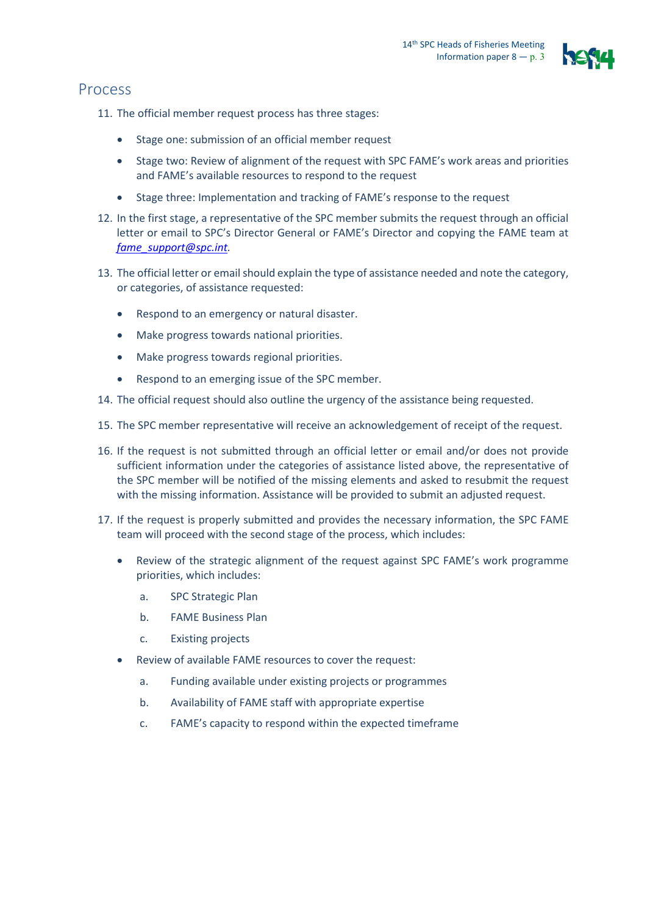## Process

11. The official member request process has three stages:

    - Stage one: submission of an official member request
    - Stage two: Review of alignment of the request with SPC FAME's work areas and priorities and FAME's available resources to respond to the request
    - Stage three: Implementation and tracking of FAME's response to the request

12. In the first stage, a representative of the SPC member submits the request through an official letter or email to SPC's Director General or FAME's Director and copying the FAME team at *fame_support@spc.int*.

13. The official letter or email should explain the type of assistance needed and note the category, or categories, of assistance requested:

    - Respond to an emergency or natural disaster.
    - Make progress towards national priorities.
    - Make progress towards regional priorities.
    - Respond to an emerging issue of the SPC member.

14. The official request should also outline the urgency of the assistance being requested.

15. The SPC member representative will receive an acknowledgement of receipt of the request.

16. If the request is not submitted through an official letter or email and/or does not provide sufficient information under the categories of assistance listed above, the representative of the SPC member will be notified of the missing elements and asked to resubmit the request with the missing information. Assistance will be provided to submit an adjusted request.

17. If the request is properly submitted and provides the necessary information, the SPC FAME team will proceed with the second stage of the process, which includes:

    - Review of the strategic alignment of the request against SPC FAME's work programme priorities, which includes:
        a. SPC Strategic Plan
        b. FAME Business Plan
        c. Existing projects
    - Review of available FAME resources to cover the request:
        a. Funding available under existing projects or programmes
        b. Availability of FAME staff with appropriate expertise
        c. FAME's capacity to respond within the expected timeframe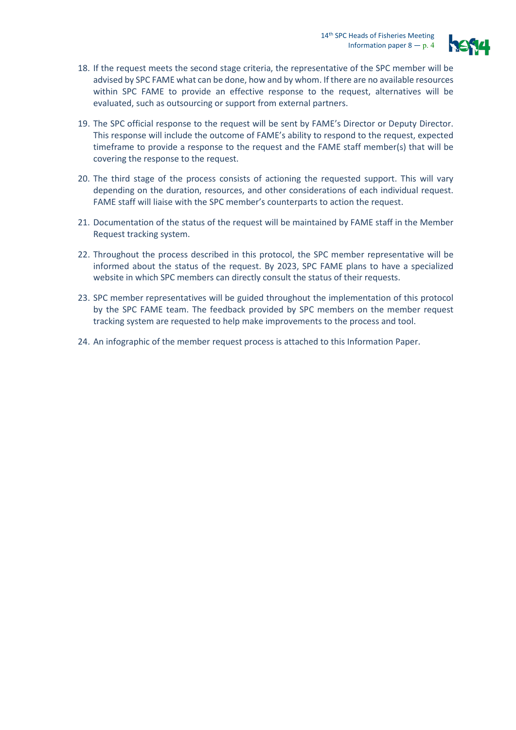18. If the request meets the second stage criteria, the representative of the SPC member will be advised by SPC FAME what can be done, how and by whom. If there are no available resources within SPC FAME to provide an effective response to the request, alternatives will be evaluated, such as outsourcing or support from external partners.

19. The SPC official response to the request will be sent by FAME's Director or Deputy Director. This response will include the outcome of FAME's ability to respond to the request, expected timeframe to provide a response to the request and the FAME staff member(s) that will be covering the response to the request.

20. The third stage of the process consists of actioning the requested support. This will vary depending on the duration, resources, and other considerations of each individual request. FAME staff will liaise with the SPC member's counterparts to action the request.

21. Documentation of the status of the request will be maintained by FAME staff in the Member Request tracking system.

22. Throughout the process described in this protocol, the SPC member representative will be informed about the status of the request. By 2023, SPC FAME plans to have a specialized website in which SPC members can directly consult the status of their requests.

23. SPC member representatives will be guided throughout the implementation of this protocol by the SPC FAME team. The feedback provided by SPC members on the member request tracking system are requested to help make improvements to the process and tool.

24. An infographic of the member request process is attached to this Information Paper.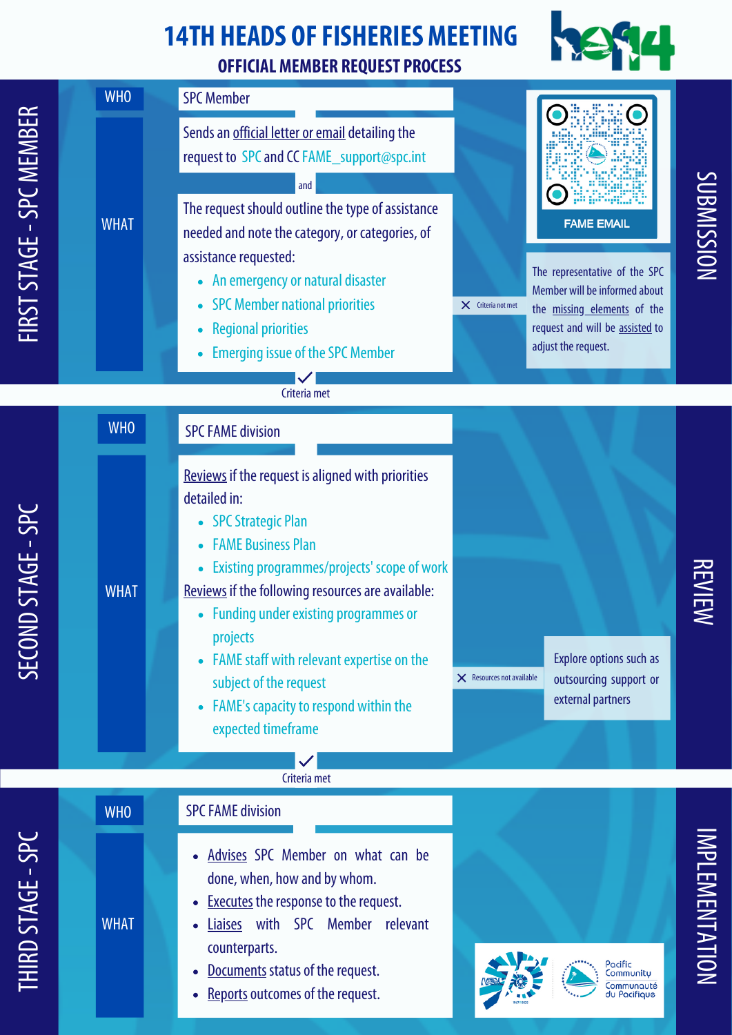# 14TH HEADS OF FISHERIES MEETING

## OFFICIAL MEMBER REQUEST PROCESS

## FIRST STAGE - SPC MEMBER — SUBMISSION

**WHO**

SPC Member

**WHAT**

Sends an official letter or email detailing the request to SPC and CC FAME_support@spc.int

and

The request should outline the type of assistance needed and note the category, or categories, of assistance requested:

- An emergency or natural disaster
- SPC Member national priorities
- Regional priorities
- Emerging issue of the SPC Member

FAME EMAIL

✕ Criteria not met

The representative of the SPC Member will be informed about the missing elements of the request and will be assisted to adjust the request.

✓ Criteria met

## SECOND STAGE - SPC — REVIEW

**WHO**

SPC FAME division

**WHAT**

Reviews if the request is aligned with priorities detailed in:

- SPC Strategic Plan
- FAME Business Plan
- Existing programmes/projects' scope of work

Reviews if the following resources are available:

- Funding under existing programmes or projects
- FAME staff with relevant expertise on the subject of the request
- FAME's capacity to respond within the expected timeframe

✕ Resources not available

Explore options such as outsourcing support or external partners

✓ Criteria met

## THIRD STAGE - SPC — IMPLEMENTATION

**WHO**

SPC FAME division

**WHAT**

- Advises SPC Member on what can be done, when, how and by whom.
- Executes the response to the request.
- Liaises with SPC Member relevant counterparts.
- Documents status of the request.
- Reports outcomes of the request.

Pacific Community
Communauté du Pacifique